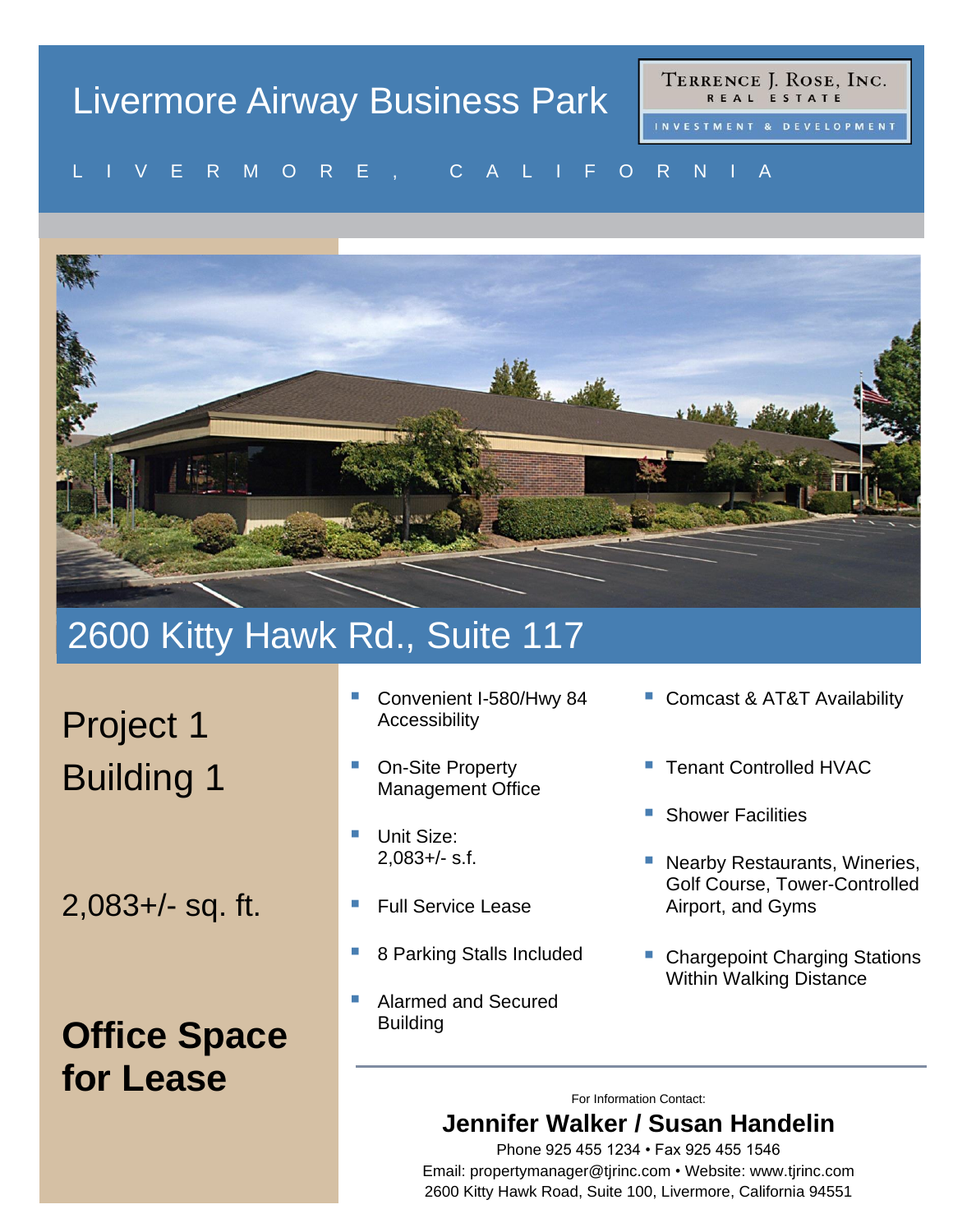# Livermore Airway Business Park

LIVERMORE, CALIFORNIA

TERRENCE J. ROSE, INC.
REAL ESTATE
INVESTMENT & DEVELOPMENT

## 2600 Kitty Hawk Rd., Suite 117

Project 1
Building 1

2,083+/- sq. ft.

**Office Space for Lease**

- Convenient I-580/Hwy 84 Accessibility
- On-Site Property Management Office
- Unit Size: 2,083+/- s.f.
- Full Service Lease
- 8 Parking Stalls Included
- Alarmed and Secured Building
- Comcast & AT&T Availability
- Tenant Controlled HVAC
- Shower Facilities
- Nearby Restaurants, Wineries, Golf Course, Tower-Controlled Airport, and Gyms
- Chargepoint Charging Stations Within Walking Distance

For Information Contact:

**Jennifer Walker / Susan Handelin**

Phone 925 455 1234 • Fax 925 455 1546
Email: propertymanager@tjrinc.com • Website: www.tjrinc.com
2600 Kitty Hawk Road, Suite 100, Livermore, California 94551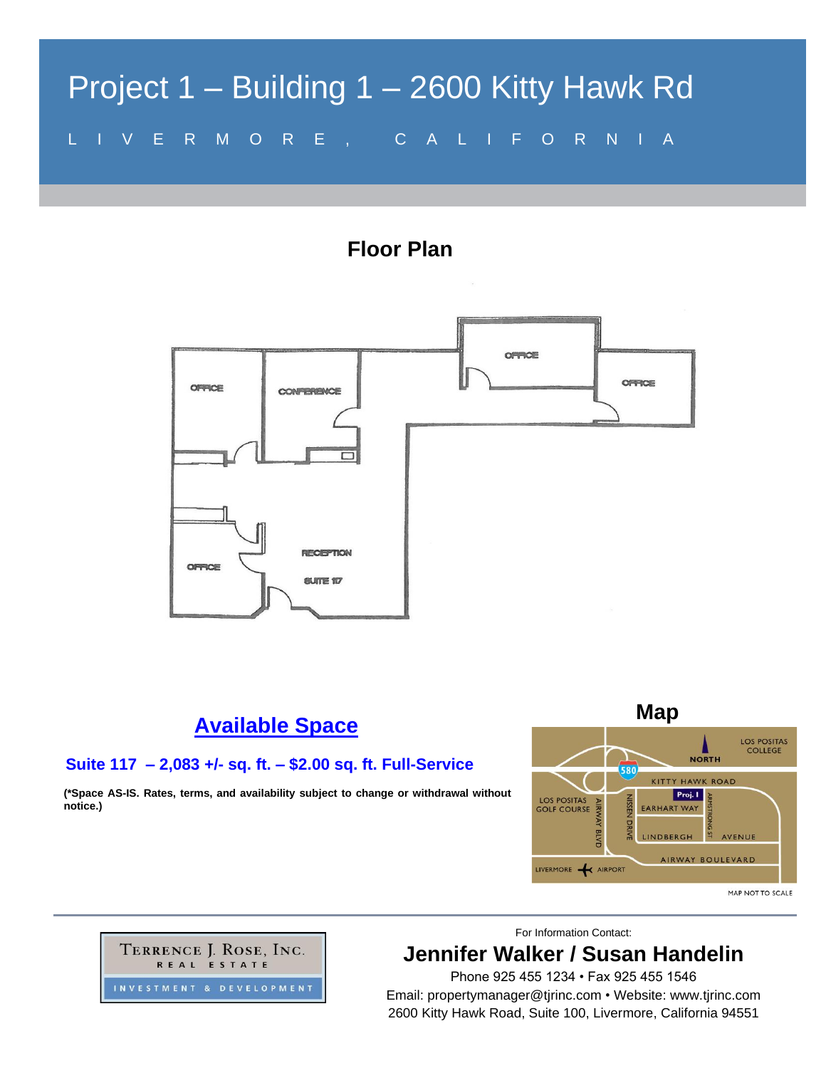# Project 1 – Building 1 – 2600 Kitty Hawk Rd

LIVERMORE, CALIFORNIA

## Floor Plan

OFFICE

CONFERENCE

OFFICE

OFFICE

OFFICE

RECEPTION

SUITE 117

## Available Space

**Suite 117 – 2,083 +/- sq. ft. – $2.00 sq. ft. Full-Service**

**(*Space AS-IS. Rates, terms, and availability subject to change or withdrawal without notice.)**

## Map

LOS POSITAS COLLEGE

NORTH

580

KITTY HAWK ROAD

Proj. I

LOS POSITAS GOLF COURSE

AIRWAY BLVD

NISSEN DRIVE

EARHART WAY

ARMSTRONG ST

LINDBERGH

AVENUE

AIRWAY BOULEVARD

LIVERMORE AIRPORT

MAP NOT TO SCALE

TERRENCE J. ROSE, INC.
REAL ESTATE
INVESTMENT & DEVELOPMENT

For Information Contact:

**Jennifer Walker / Susan Handelin**

Phone 925 455 1234 • Fax 925 455 1546

Email: propertymanager@tjrinc.com • Website: www.tjrinc.com

2600 Kitty Hawk Road, Suite 100, Livermore, California 94551